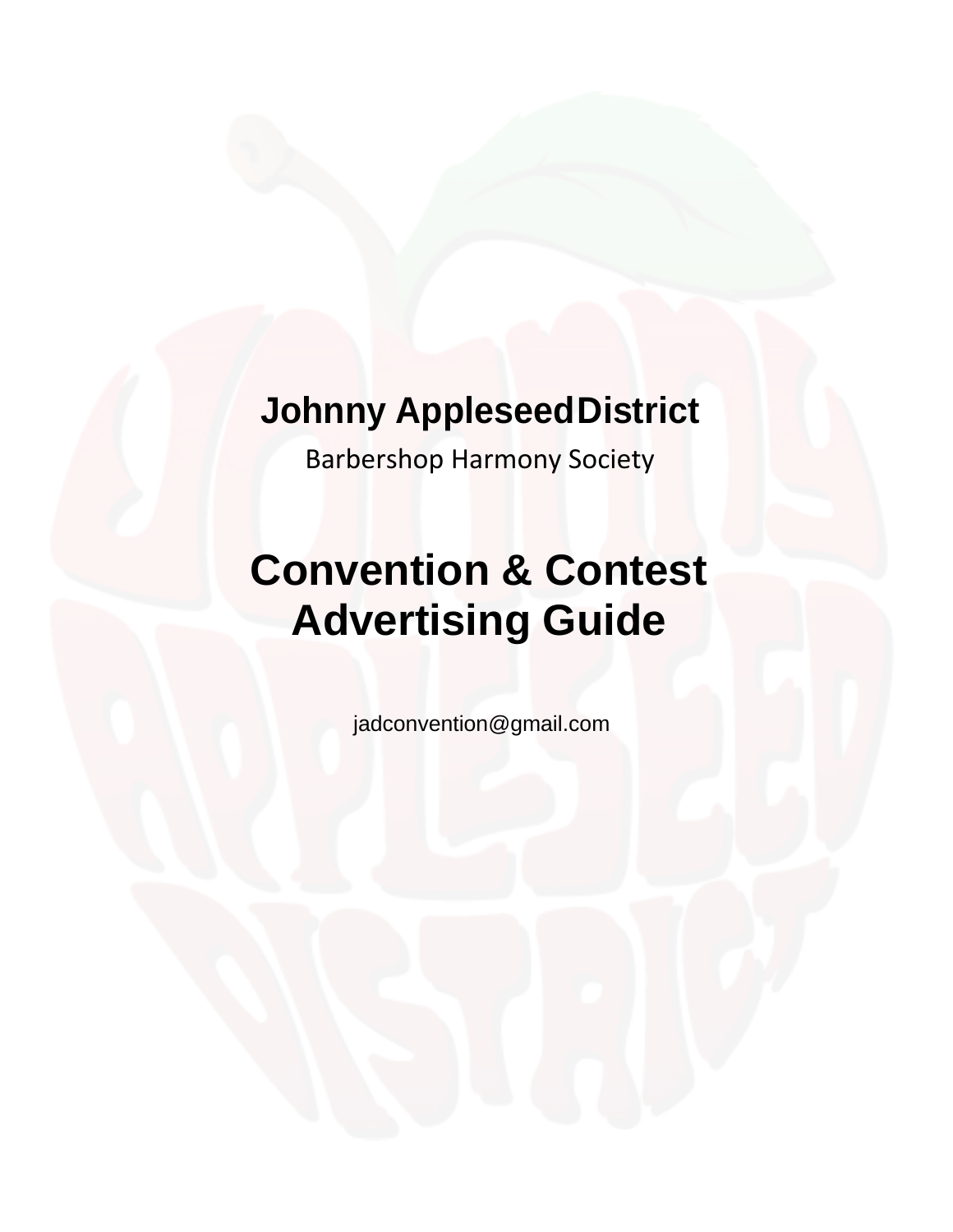# Johnny Appleseed District

Barbershop Harmony Society

# Convention & Contest Advertising Guide

jadconvention@gmail.com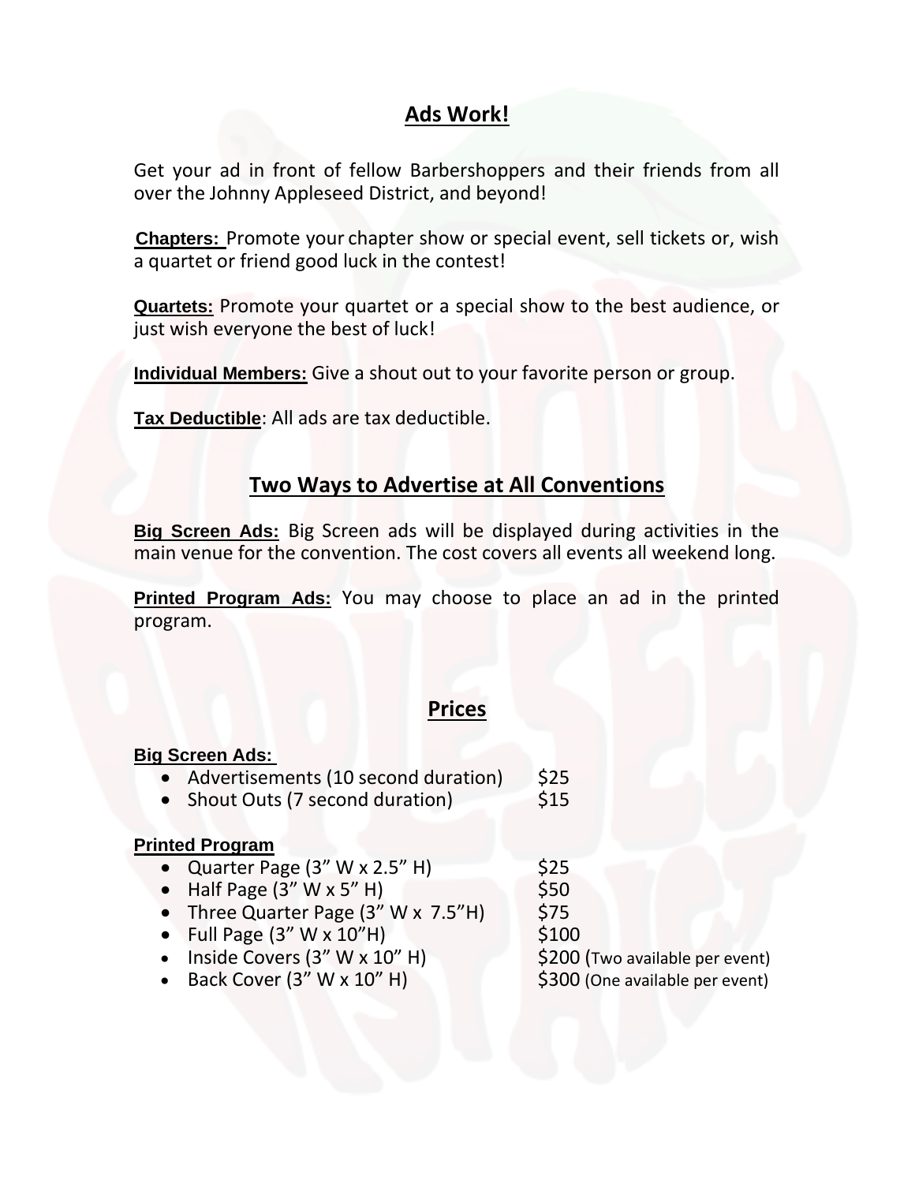## Ads Work!

Get your ad in front of fellow Barbershoppers and their friends from all over the Johnny Appleseed District, and beyond!

**Chapters:** Promote your chapter show or special event, sell tickets or, wish a quartet or friend good luck in the contest!

**Quartets:** Promote your quartet or a special show to the best audience, or just wish everyone the best of luck!

**Individual Members:** Give a shout out to your favorite person or group.

**Tax Deductible**: All ads are tax deductible.

## Two Ways to Advertise at All Conventions

**Big Screen Ads:** Big Screen ads will be displayed during activities in the main venue for the convention. The cost covers all events all weekend long.

**Printed Program Ads:** You may choose to place an ad in the printed program.

## Prices

**Big Screen Ads:**

- Advertisements (10 second duration) $25
- Shout Outs (7 second duration) $15

**Printed Program**

- Quarter Page (3" W x 2.5" H) $25
- Half Page (3" W x 5" H) $50
- Three Quarter Page (3" W x 7.5"H) $75
- Full Page (3" W x 10"H) $100
- Inside Covers (3" W x 10" H) $200 (Two available per event)
- Back Cover (3" W x 10" H) $300 (One available per event)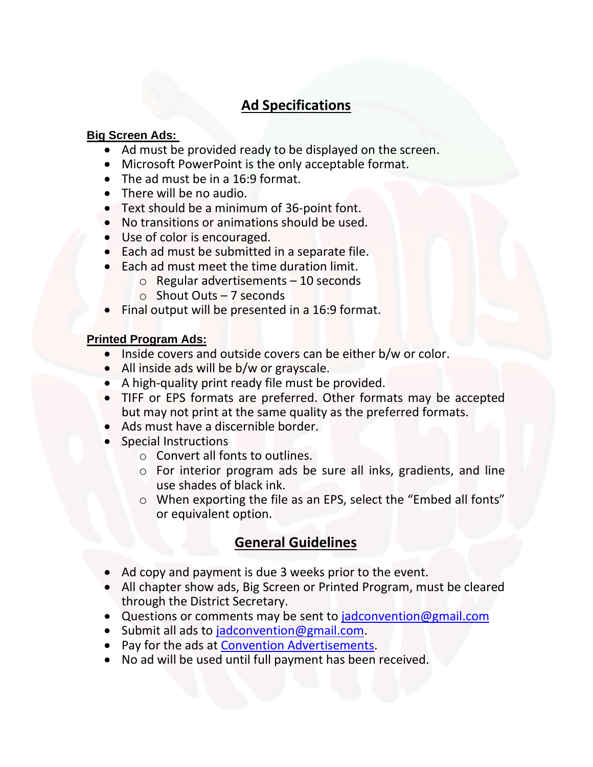## Ad Specifications

**Big Screen Ads:**

- Ad must be provided ready to be displayed on the screen.
- Microsoft PowerPoint is the only acceptable format.
- The ad must be in a 16:9 format.
- There will be no audio.
- Text should be a minimum of 36-point font.
- No transitions or animations should be used.
- Use of color is encouraged.
- Each ad must be submitted in a separate file.
- Each ad must meet the time duration limit.
  - Regular advertisements – 10 seconds
  - Shout Outs – 7 seconds
- Final output will be presented in a 16:9 format.

**Printed Program Ads:**

- Inside covers and outside covers can be either b/w or color.
- All inside ads will be b/w or grayscale.
- A high-quality print ready file must be provided.
- TIFF or EPS formats are preferred. Other formats may be accepted but may not print at the same quality as the preferred formats.
- Ads must have a discernible border.
- Special Instructions
  - Convert all fonts to outlines.
  - For interior program ads be sure all inks, gradients, and line use shades of black ink.
  - When exporting the file as an EPS, select the "Embed all fonts" or equivalent option.

## General Guidelines

- Ad copy and payment is due 3 weeks prior to the event.
- All chapter show ads, Big Screen or Printed Program, must be cleared through the District Secretary.
- Questions or comments may be sent to jadconvention@gmail.com
- Submit all ads to jadconvention@gmail.com.
- Pay for the ads at Convention Advertisements.
- No ad will be used until full payment has been received.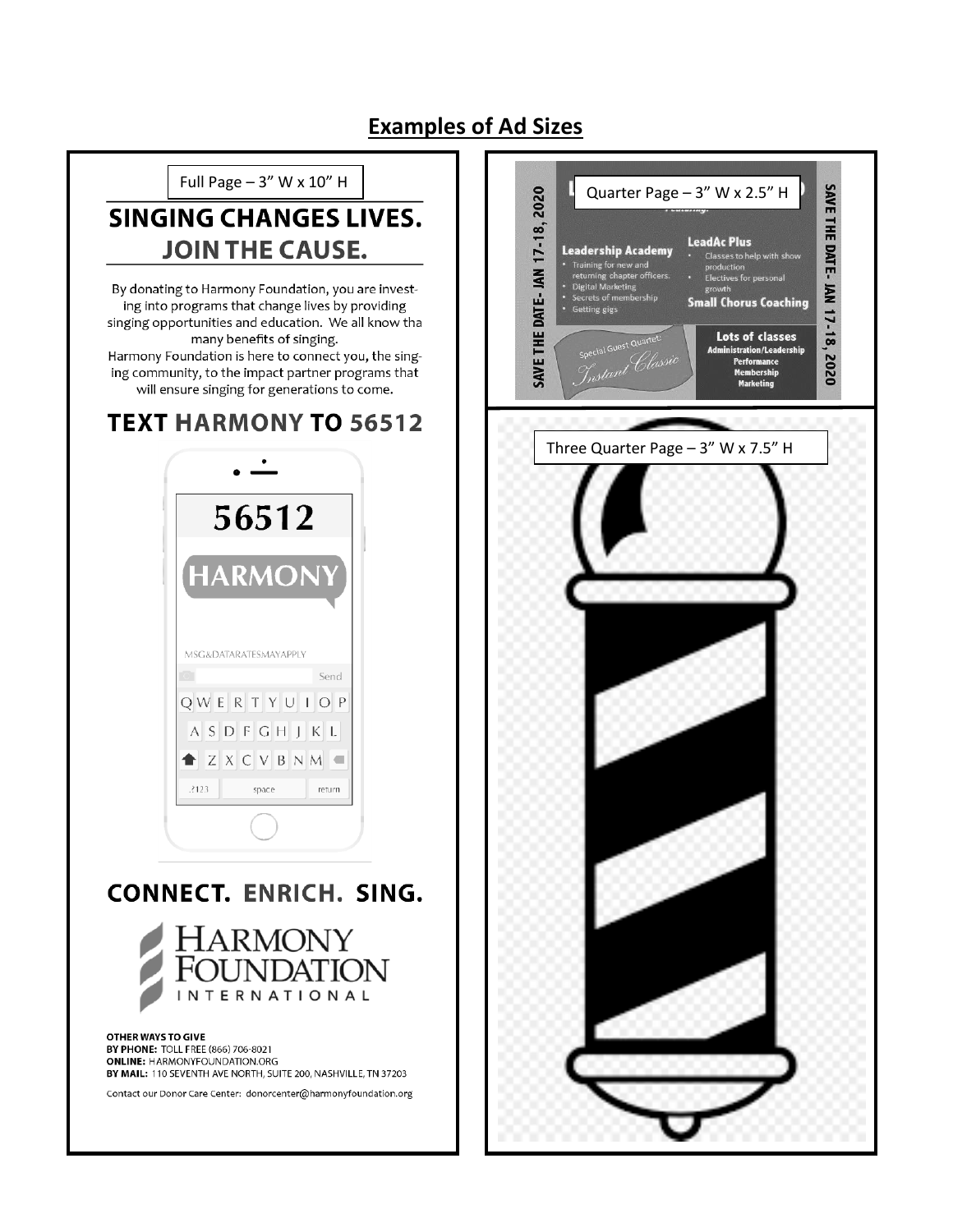## Examples of Ad Sizes

Full Page – 3" W x 10" H

## SINGING CHANGES LIVES.
## JOIN THE CAUSE.

By donating to Harmony Foundation, you are investing into programs that change lives by providing singing opportunities and education. We all know tha many benefits of singing.
Harmony Foundation is here to connect you, the singing community, to the impact partner programs that will ensure singing for generations to come.

## TEXT HARMONY TO 56512

56512

HARMONY

MSG&DATARATESMAYAPPLY

## CONNECT. ENRICH. SING.

HARMONY FOUNDATION INTERNATIONAL

**OTHER WAYS TO GIVE**
**BY PHONE:** TOLL FREE (866) 706-8021
**ONLINE:** HARMONYFOUNDATION.ORG
**BY MAIL:** 110 SEVENTH AVE NORTH, SUITE 200, NASHVILLE, TN 37203

Contact our Donor Care Center: donorcenter@harmonyfoundation.org

Quarter Page – 3" W x 2.5" H

SAVE THE DATE- JAN 17-18, 2020

**Leadership Academy**
- Training for new and returning chapter officers.
- Digital Marketing
- Secrets of membership
- Getting gigs

**LeadAc Plus**
- Classes to help with show production
- Electives for personal growth

**Small Chorus Coaching**

Special Guest Quartet: *Instant Classic*

**Lots of classes**
Administration/Leadership
Performance
Membership
Marketing

SAVE THE DATE- JAN 17-18, 2020

Three Quarter Page – 3" W x 7.5" H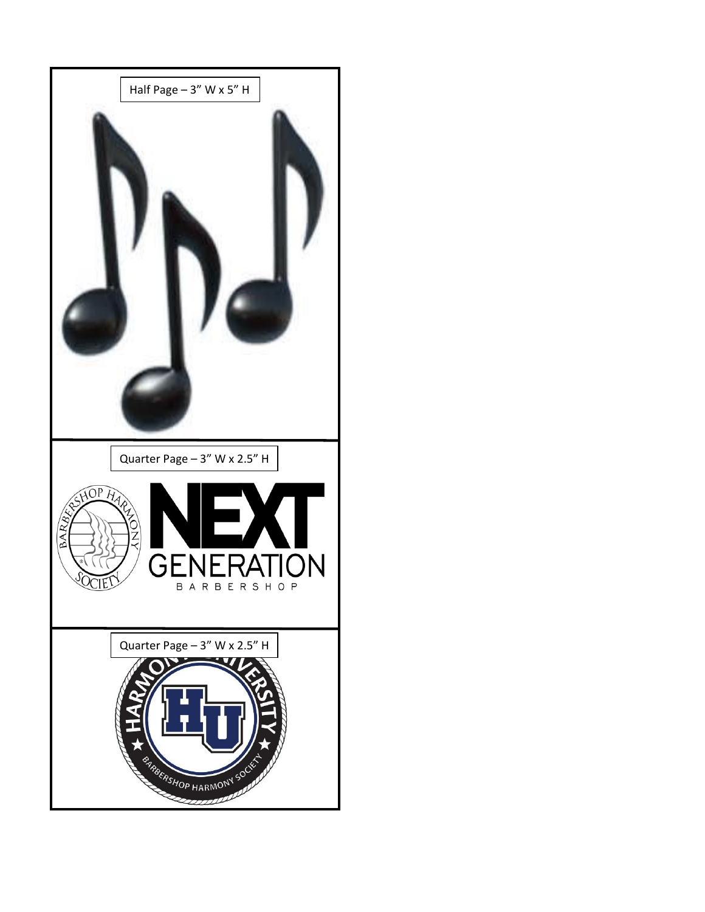Half Page – 3” W x 5” H

Quarter Page – 3” W x 2.5” H

Quarter Page – 3” W x 2.5” H